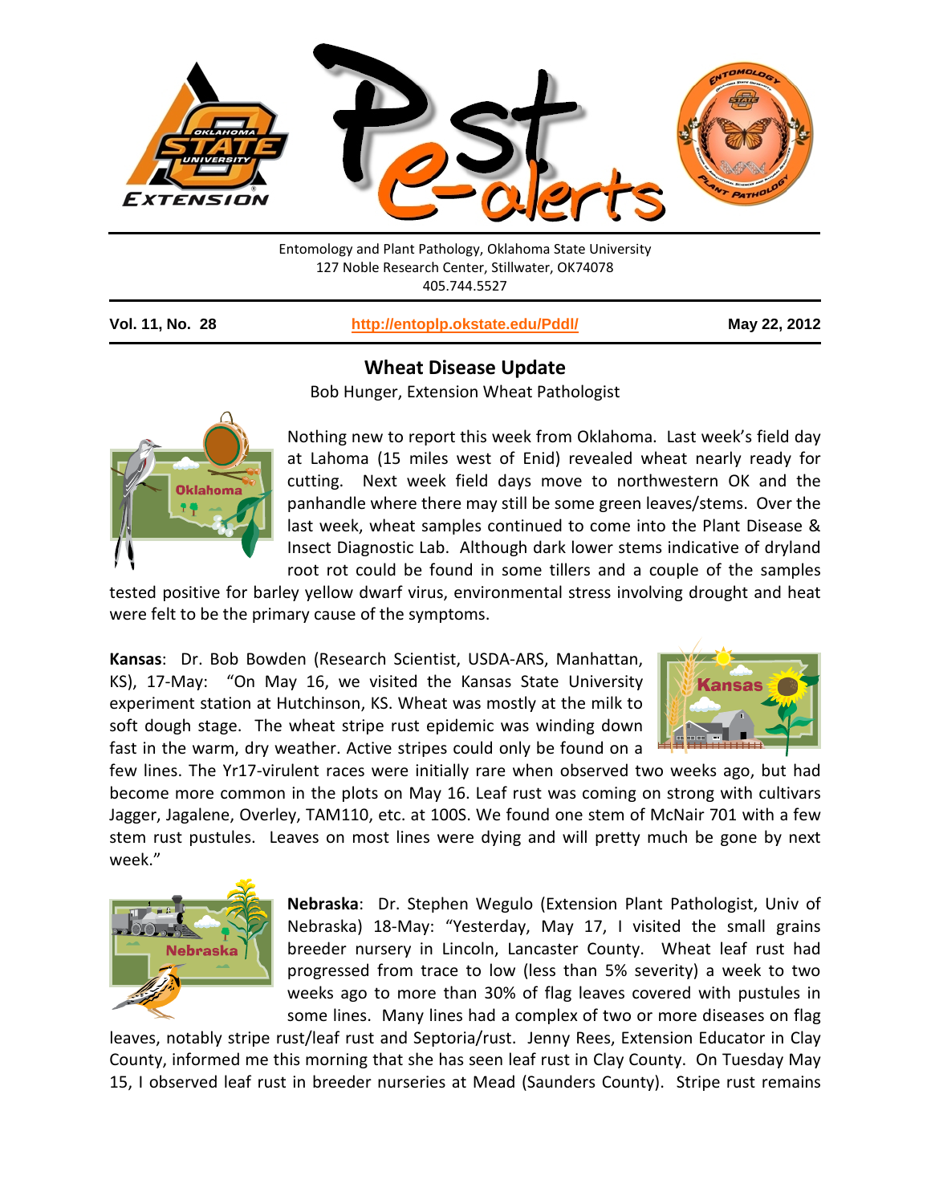Entomology and Plant Pathology, Oklahoma State University
127 Noble Research Center, Stillwater, OK74078
405.744.5527

**Vol. 11, No. 28** | **http://entoplp.okstate.edu/Pddl/** | **May 22, 2012**

## Wheat Disease Update

Bob Hunger, Extension Wheat Pathologist

Nothing new to report this week from Oklahoma. Last week's field day at Lahoma (15 miles west of Enid) revealed wheat nearly ready for cutting. Next week field days move to northwestern OK and the panhandle where there may still be some green leaves/stems. Over the last week, wheat samples continued to come into the Plant Disease & Insect Diagnostic Lab. Although dark lower stems indicative of dryland root rot could be found in some tillers and a couple of the samples tested positive for barley yellow dwarf virus, environmental stress involving drought and heat were felt to be the primary cause of the symptoms.

**Kansas**: Dr. Bob Bowden (Research Scientist, USDA-ARS, Manhattan, KS), 17-May: "On May 16, we visited the Kansas State University experiment station at Hutchinson, KS. Wheat was mostly at the milk to soft dough stage. The wheat stripe rust epidemic was winding down fast in the warm, dry weather. Active stripes could only be found on a few lines. The Yr17-virulent races were initially rare when observed two weeks ago, but had become more common in the plots on May 16. Leaf rust was coming on strong with cultivars Jagger, Jagalene, Overley, TAM110, etc. at 100S. We found one stem of McNair 701 with a few stem rust pustules. Leaves on most lines were dying and will pretty much be gone by next week."

**Nebraska**: Dr. Stephen Wegulo (Extension Plant Pathologist, Univ of Nebraska) 18-May: "Yesterday, May 17, I visited the small grains breeder nursery in Lincoln, Lancaster County. Wheat leaf rust had progressed from trace to low (less than 5% severity) a week to two weeks ago to more than 30% of flag leaves covered with pustules in some lines. Many lines had a complex of two or more diseases on flag leaves, notably stripe rust/leaf rust and Septoria/rust. Jenny Rees, Extension Educator in Clay County, informed me this morning that she has seen leaf rust in Clay County. On Tuesday May 15, I observed leaf rust in breeder nurseries at Mead (Saunders County). Stripe rust remains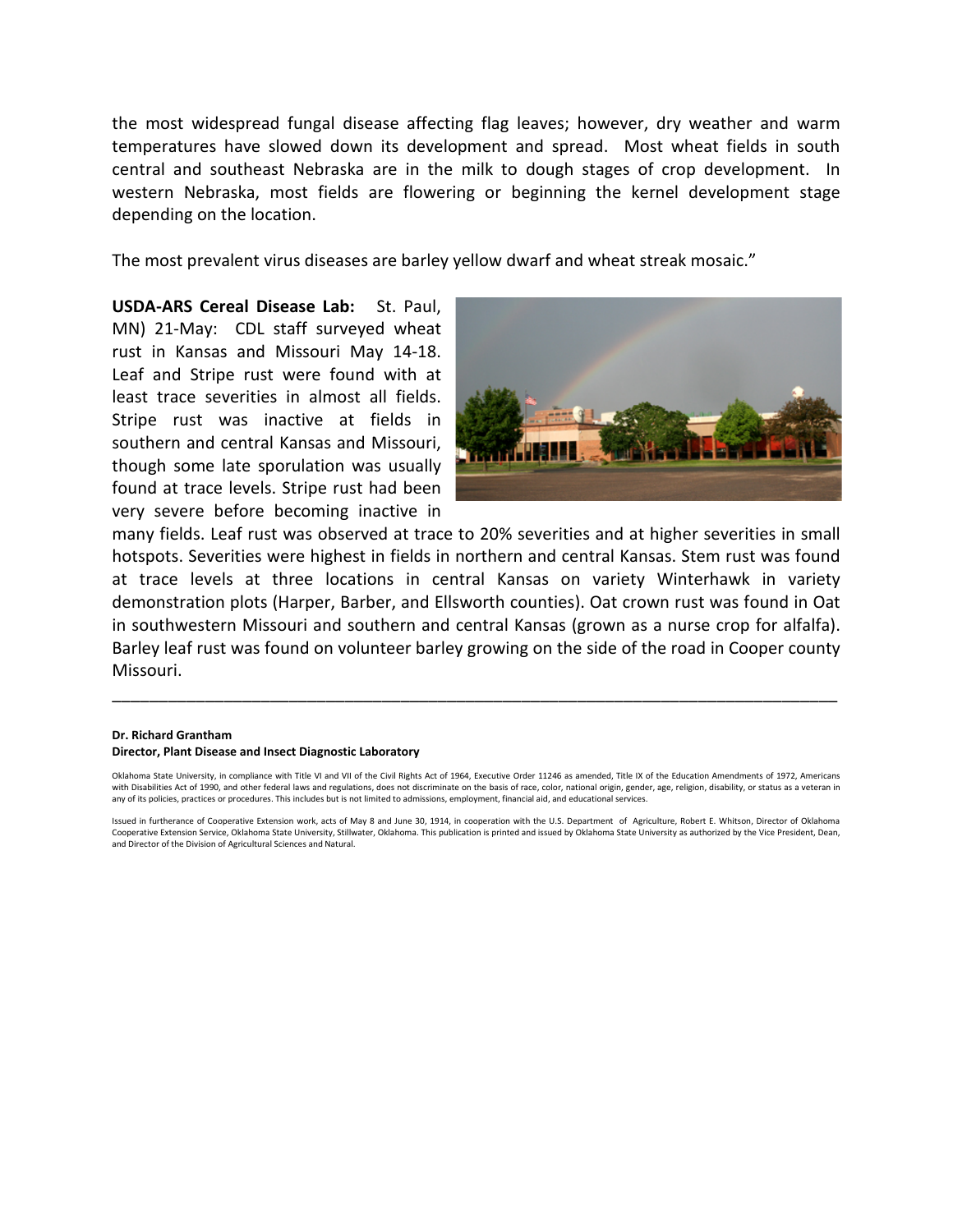the most widespread fungal disease affecting flag leaves; however, dry weather and warm temperatures have slowed down its development and spread. Most wheat fields in south central and southeast Nebraska are in the milk to dough stages of crop development. In western Nebraska, most fields are flowering or beginning the kernel development stage depending on the location.

The most prevalent virus diseases are barley yellow dwarf and wheat streak mosaic."

**USDA-ARS Cereal Disease Lab:** St. Paul, MN) 21-May: CDL staff surveyed wheat rust in Kansas and Missouri May 14-18. Leaf and Stripe rust were found with at least trace severities in almost all fields. Stripe rust was inactive at fields in southern and central Kansas and Missouri, though some late sporulation was usually found at trace levels. Stripe rust had been very severe before becoming inactive in many fields. Leaf rust was observed at trace to 20% severities and at higher severities in small hotspots. Severities were highest in fields in northern and central Kansas. Stem rust was found at trace levels at three locations in central Kansas on variety Winterhawk in variety demonstration plots (Harper, Barber, and Ellsworth counties). Oat crown rust was found in Oat in southwestern Missouri and southern and central Kansas (grown as a nurse crop for alfalfa). Barley leaf rust was found on volunteer barley growing on the side of the road in Cooper county Missouri.

---

**Dr. Richard Grantham**
**Director, Plant Disease and Insect Diagnostic Laboratory**

Oklahoma State University, in compliance with Title VI and VII of the Civil Rights Act of 1964, Executive Order 11246 as amended, Title IX of the Education Amendments of 1972, Americans with Disabilities Act of 1990, and other federal laws and regulations, does not discriminate on the basis of race, color, national origin, gender, age, religion, disability, or status as a veteran in any of its policies, practices or procedures. This includes but is not limited to admissions, employment, financial aid, and educational services.

Issued in furtherance of Cooperative Extension work, acts of May 8 and June 30, 1914, in cooperation with the U.S. Department of Agriculture, Robert E. Whitson, Director of Oklahoma Cooperative Extension Service, Oklahoma State University, Stillwater, Oklahoma. This publication is printed and issued by Oklahoma State University as authorized by the Vice President, Dean, and Director of the Division of Agricultural Sciences and Natural.